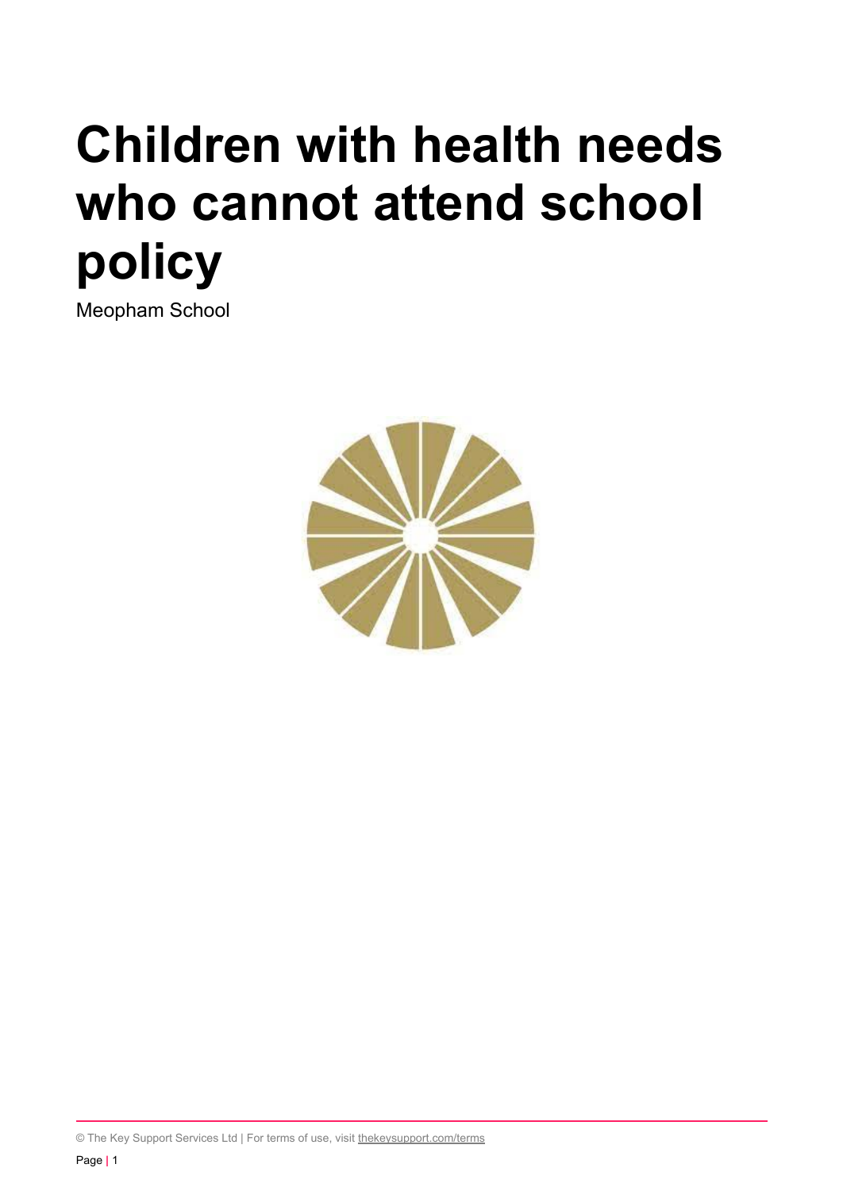# Children with health needs who cannot attend school policy

Meopham School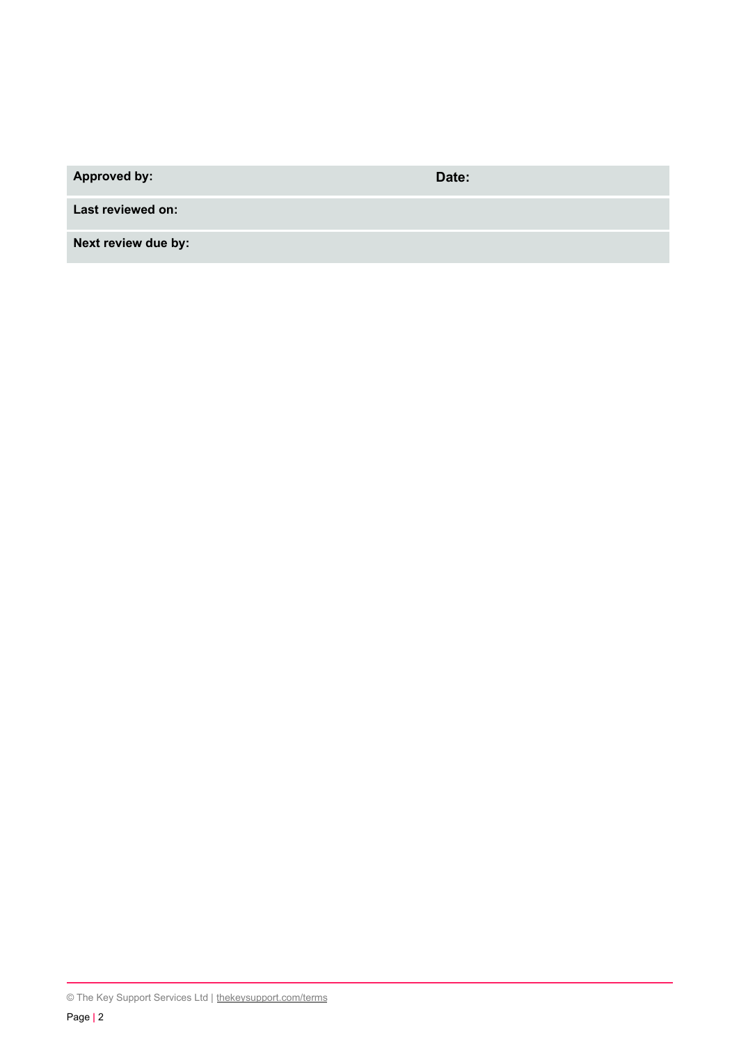| **Approved by:** | **Date:** |
| --- | --- |
| **Last reviewed on:** | |
| **Next review due by:** | |

© The Key Support Services Ltd | thekeysupport.com/terms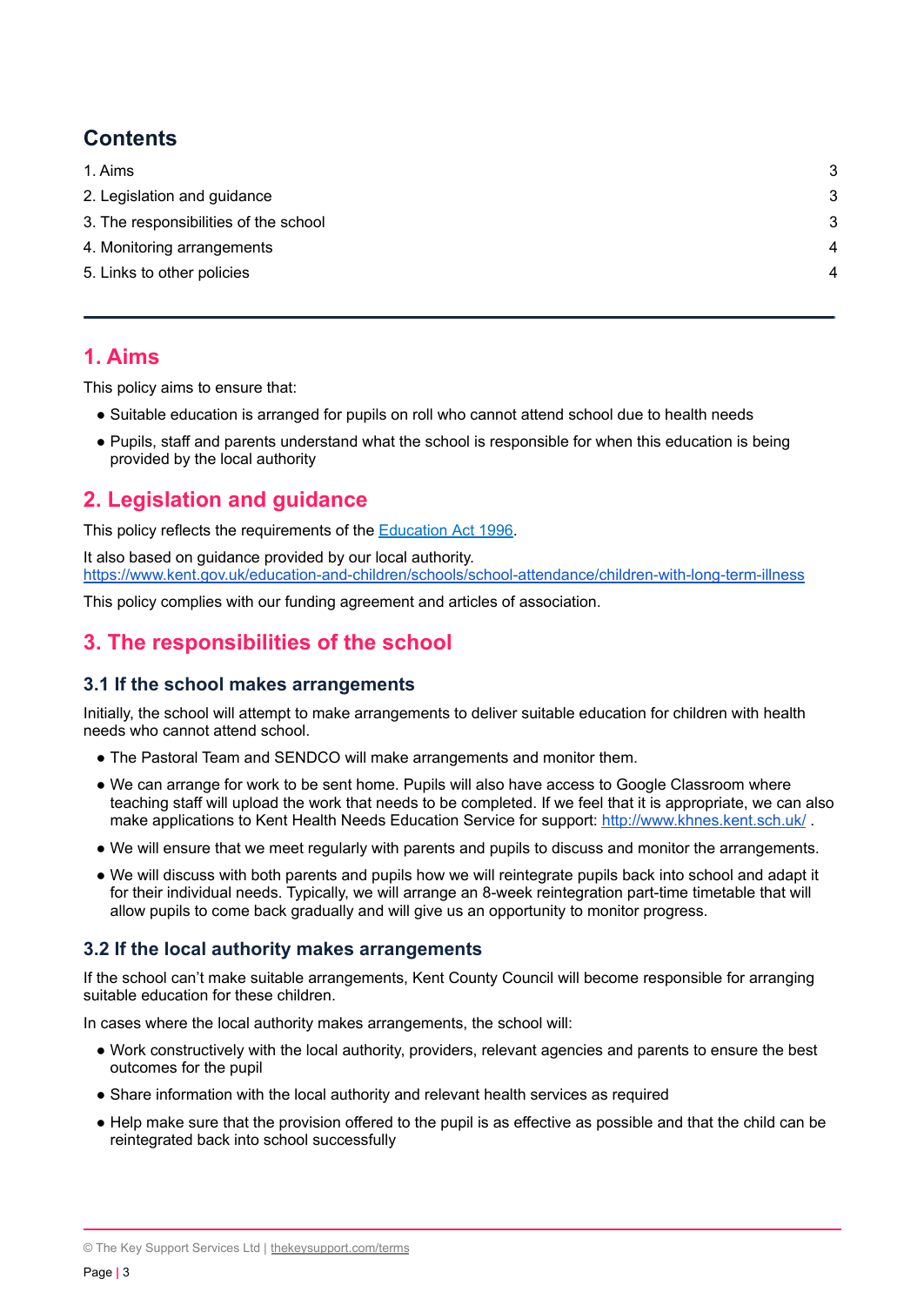## Contents

| | |
|---|---|
| 1. Aims | 3 |
| 2. Legislation and guidance | 3 |
| 3. The responsibilities of the school | 3 |
| 4. Monitoring arrangements | 4 |
| 5. Links to other policies | 4 |

---

## 1. Aims

This policy aims to ensure that:

- Suitable education is arranged for pupils on roll who cannot attend school due to health needs
- Pupils, staff and parents understand what the school is responsible for when this education is being provided by the local authority

## 2. Legislation and guidance

This policy reflects the requirements of the [Education Act 1996](https://www.legislation.gov.uk/ukpga/1996/56/contents).

It also based on guidance provided by our local authority.
[https://www.kent.gov.uk/education-and-children/schools/school-attendance/children-with-long-term-illness](https://www.kent.gov.uk/education-and-children/schools/school-attendance/children-with-long-term-illness)

This policy complies with our funding agreement and articles of association.

## 3. The responsibilities of the school

### 3.1 If the school makes arrangements

Initially, the school will attempt to make arrangements to deliver suitable education for children with health needs who cannot attend school.

- The Pastoral Team and SENDCO will make arrangements and monitor them.
- We can arrange for work to be sent home. Pupils will also have access to Google Classroom where teaching staff will upload the work that needs to be completed. If we feel that it is appropriate, we can also make applications to Kent Health Needs Education Service for support: [http://www.khnes.kent.sch.uk/](http://www.khnes.kent.sch.uk/) .
- We will ensure that we meet regularly with parents and pupils to discuss and monitor the arrangements.
- We will discuss with both parents and pupils how we will reintegrate pupils back into school and adapt it for their individual needs. Typically, we will arrange an 8-week reintegration part-time timetable that will allow pupils to come back gradually and will give us an opportunity to monitor progress.

### 3.2 If the local authority makes arrangements

If the school can't make suitable arrangements, Kent County Council will become responsible for arranging suitable education for these children.

In cases where the local authority makes arrangements, the school will:

- Work constructively with the local authority, providers, relevant agencies and parents to ensure the best outcomes for the pupil
- Share information with the local authority and relevant health services as required
- Help make sure that the provision offered to the pupil is as effective as possible and that the child can be reintegrated back into school successfully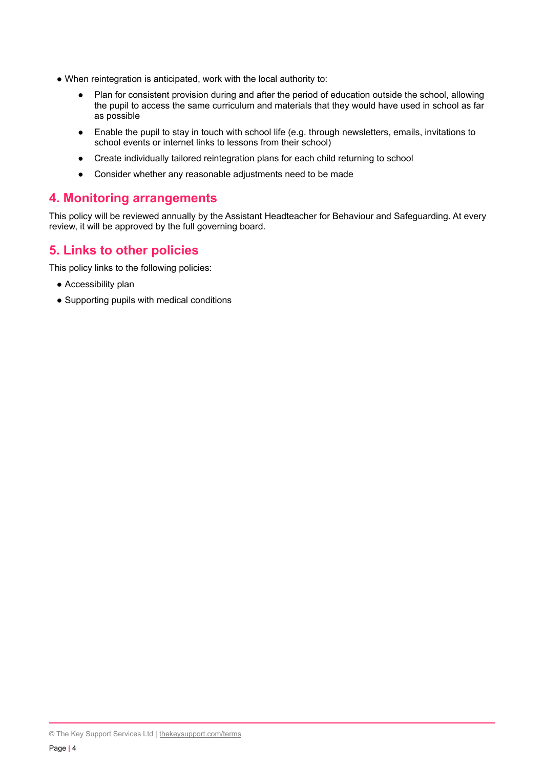- When reintegration is anticipated, work with the local authority to:
    - Plan for consistent provision during and after the period of education outside the school, allowing the pupil to access the same curriculum and materials that they would have used in school as far as possible
    - Enable the pupil to stay in touch with school life (e.g. through newsletters, emails, invitations to school events or internet links to lessons from their school)
    - Create individually tailored reintegration plans for each child returning to school
    - Consider whether any reasonable adjustments need to be made

## 4. Monitoring arrangements

This policy will be reviewed annually by the Assistant Headteacher for Behaviour and Safeguarding. At every review, it will be approved by the full governing board.

## 5. Links to other policies

This policy links to the following policies:

- Accessibility plan
- Supporting pupils with medical conditions